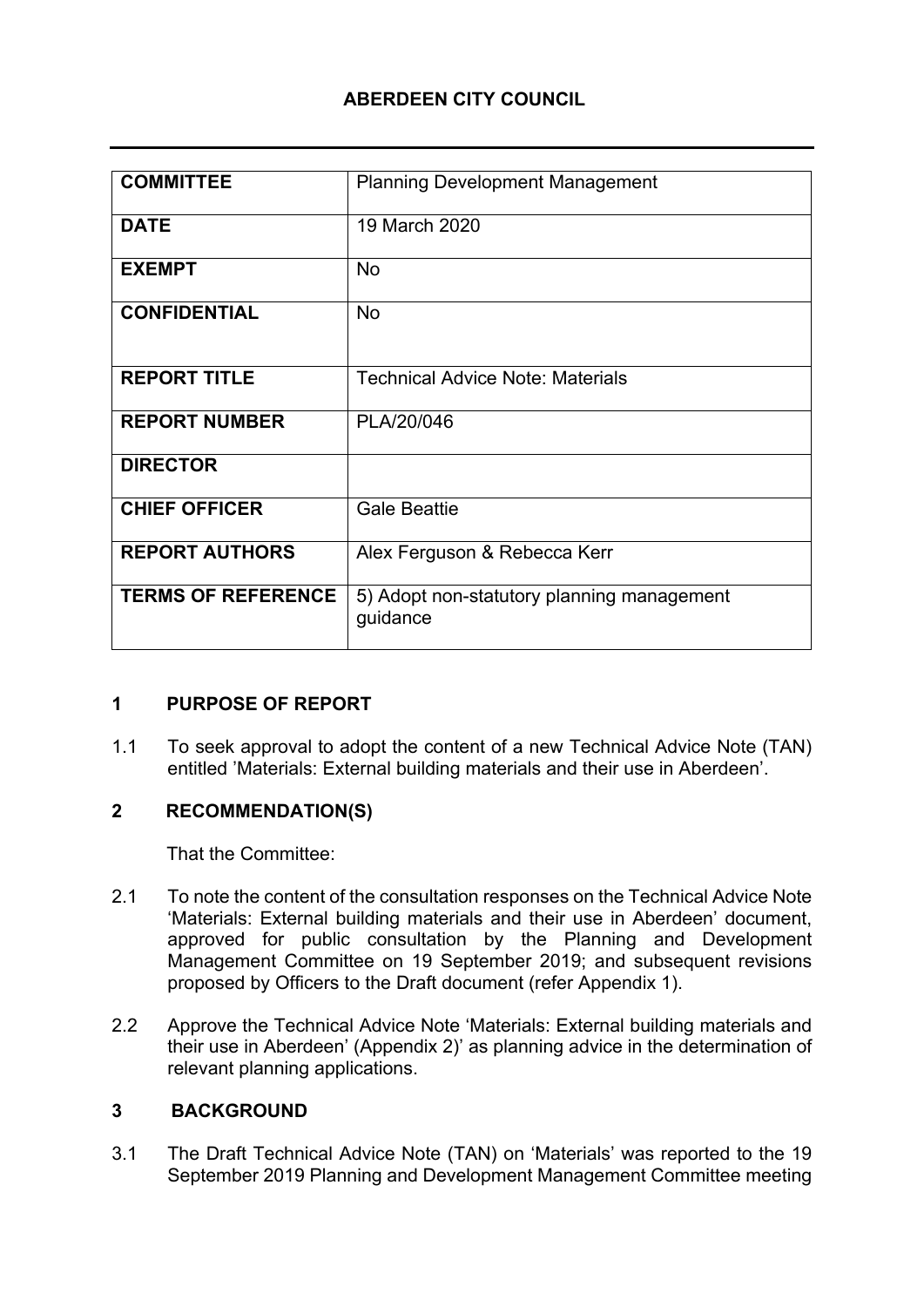# ABERDEEN CITY COUNCIL

| | |
|---|---|
| **COMMITTEE** | Planning Development Management |
| **DATE** | 19 March 2020 |
| **EXEMPT** | No |
| **CONFIDENTIAL** | No |
| **REPORT TITLE** | Technical Advice Note: Materials |
| **REPORT NUMBER** | PLA/20/046 |
| **DIRECTOR** | |
| **CHIEF OFFICER** | Gale Beattie |
| **REPORT AUTHORS** | Alex Ferguson & Rebecca Kerr |
| **TERMS OF REFERENCE** | 5) Adopt non-statutory planning management guidance |

## 1 PURPOSE OF REPORT

1.1 To seek approval to adopt the content of a new Technical Advice Note (TAN) entitled 'Materials: External building materials and their use in Aberdeen'.

## 2 RECOMMENDATION(S)

That the Committee:

2.1 To note the content of the consultation responses on the Technical Advice Note 'Materials: External building materials and their use in Aberdeen' document, approved for public consultation by the Planning and Development Management Committee on 19 September 2019; and subsequent revisions proposed by Officers to the Draft document (refer Appendix 1).

2.2 Approve the Technical Advice Note 'Materials: External building materials and their use in Aberdeen' (Appendix 2)' as planning advice in the determination of relevant planning applications.

## 3 BACKGROUND

3.1 The Draft Technical Advice Note (TAN) on 'Materials' was reported to the 19 September 2019 Planning and Development Management Committee meeting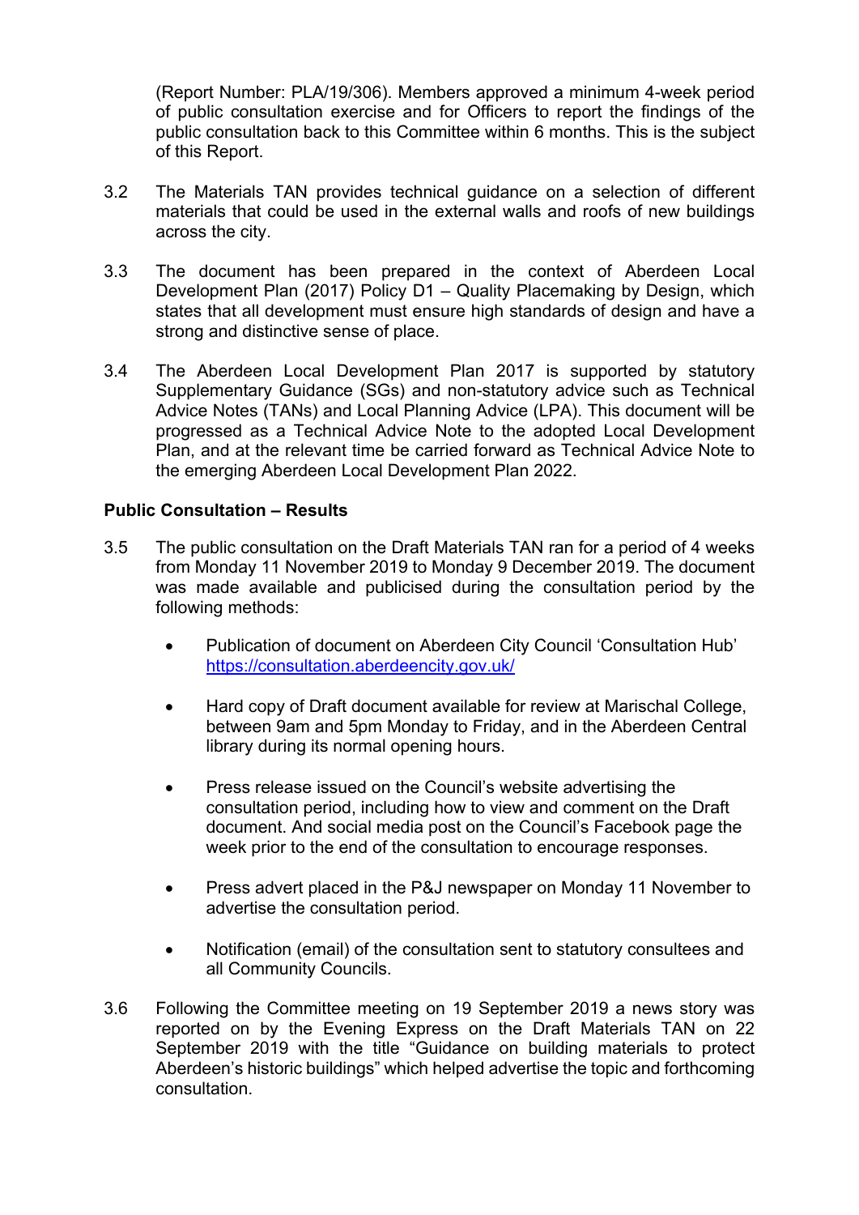(Report Number: PLA/19/306). Members approved a minimum 4-week period of public consultation exercise and for Officers to report the findings of the public consultation back to this Committee within 6 months. This is the subject of this Report.

3.2 The Materials TAN provides technical guidance on a selection of different materials that could be used in the external walls and roofs of new buildings across the city.

3.3 The document has been prepared in the context of Aberdeen Local Development Plan (2017) Policy D1 – Quality Placemaking by Design, which states that all development must ensure high standards of design and have a strong and distinctive sense of place.

3.4 The Aberdeen Local Development Plan 2017 is supported by statutory Supplementary Guidance (SGs) and non-statutory advice such as Technical Advice Notes (TANs) and Local Planning Advice (LPA). This document will be progressed as a Technical Advice Note to the adopted Local Development Plan, and at the relevant time be carried forward as Technical Advice Note to the emerging Aberdeen Local Development Plan 2022.

**Public Consultation – Results**

3.5 The public consultation on the Draft Materials TAN ran for a period of 4 weeks from Monday 11 November 2019 to Monday 9 December 2019. The document was made available and publicised during the consultation period by the following methods:

- Publication of document on Aberdeen City Council 'Consultation Hub' [https://consultation.aberdeencity.gov.uk/](https://consultation.aberdeencity.gov.uk/)
- Hard copy of Draft document available for review at Marischal College, between 9am and 5pm Monday to Friday, and in the Aberdeen Central library during its normal opening hours.
- Press release issued on the Council's website advertising the consultation period, including how to view and comment on the Draft document. And social media post on the Council's Facebook page the week prior to the end of the consultation to encourage responses.
- Press advert placed in the P&J newspaper on Monday 11 November to advertise the consultation period.
- Notification (email) of the consultation sent to statutory consultees and all Community Councils.

3.6 Following the Committee meeting on 19 September 2019 a news story was reported on by the Evening Express on the Draft Materials TAN on 22 September 2019 with the title "Guidance on building materials to protect Aberdeen's historic buildings" which helped advertise the topic and forthcoming consultation.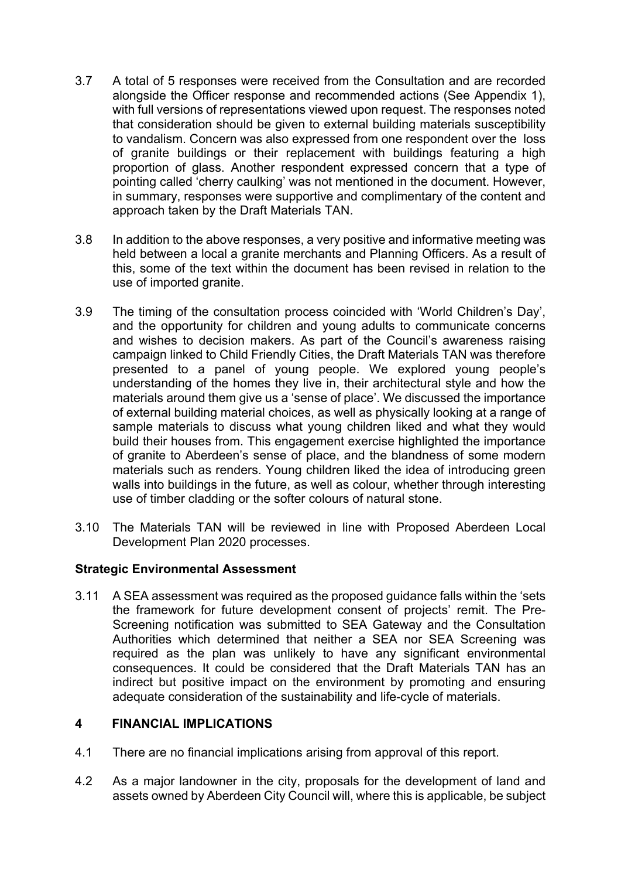3.7 A total of 5 responses were received from the Consultation and are recorded alongside the Officer response and recommended actions (See Appendix 1), with full versions of representations viewed upon request. The responses noted that consideration should be given to external building materials susceptibility to vandalism. Concern was also expressed from one respondent over the loss of granite buildings or their replacement with buildings featuring a high proportion of glass. Another respondent expressed concern that a type of pointing called 'cherry caulking' was not mentioned in the document. However, in summary, responses were supportive and complimentary of the content and approach taken by the Draft Materials TAN.

3.8 In addition to the above responses, a very positive and informative meeting was held between a local a granite merchants and Planning Officers. As a result of this, some of the text within the document has been revised in relation to the use of imported granite.

3.9 The timing of the consultation process coincided with 'World Children's Day', and the opportunity for children and young adults to communicate concerns and wishes to decision makers. As part of the Council's awareness raising campaign linked to Child Friendly Cities, the Draft Materials TAN was therefore presented to a panel of young people. We explored young people's understanding of the homes they live in, their architectural style and how the materials around them give us a 'sense of place'. We discussed the importance of external building material choices, as well as physically looking at a range of sample materials to discuss what young children liked and what they would build their houses from. This engagement exercise highlighted the importance of granite to Aberdeen's sense of place, and the blandness of some modern materials such as renders. Young children liked the idea of introducing green walls into buildings in the future, as well as colour, whether through interesting use of timber cladding or the softer colours of natural stone.

3.10 The Materials TAN will be reviewed in line with Proposed Aberdeen Local Development Plan 2020 processes.

**Strategic Environmental Assessment**

3.11 A SEA assessment was required as the proposed guidance falls within the 'sets the framework for future development consent of projects' remit. The Pre-Screening notification was submitted to SEA Gateway and the Consultation Authorities which determined that neither a SEA nor SEA Screening was required as the plan was unlikely to have any significant environmental consequences. It could be considered that the Draft Materials TAN has an indirect but positive impact on the environment by promoting and ensuring adequate consideration of the sustainability and life-cycle of materials.

## 4 FINANCIAL IMPLICATIONS

4.1 There are no financial implications arising from approval of this report.

4.2 As a major landowner in the city, proposals for the development of land and assets owned by Aberdeen City Council will, where this is applicable, be subject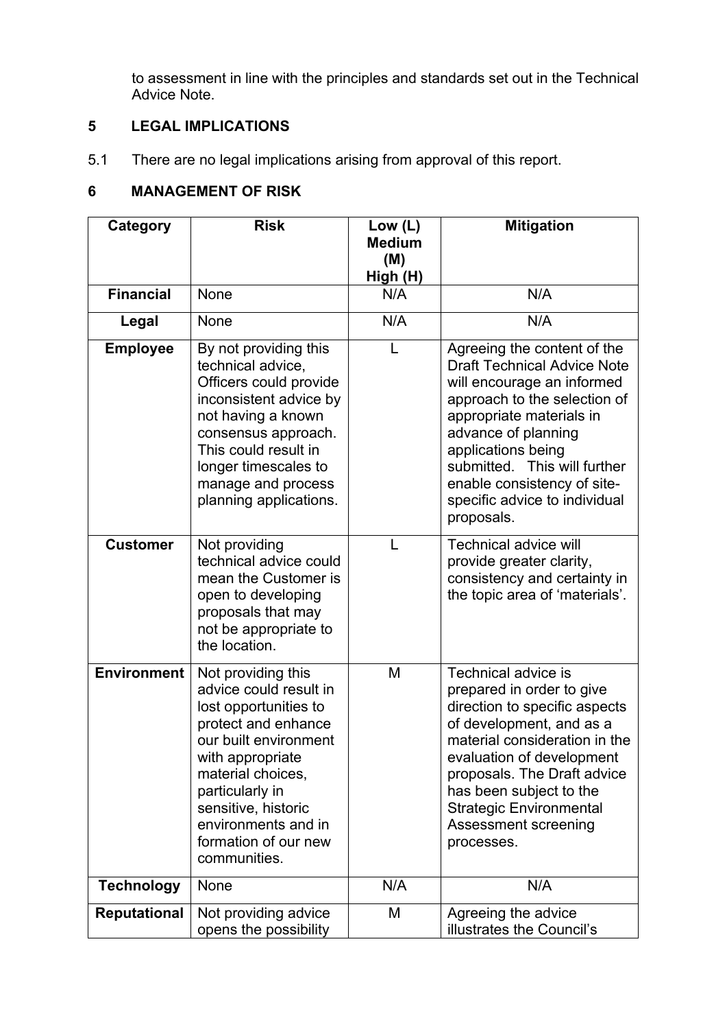to assessment in line with the principles and standards set out in the Technical Advice Note.

## 5 LEGAL IMPLICATIONS

5.1 There are no legal implications arising from approval of this report.

## 6 MANAGEMENT OF RISK

| Category | Risk | Low (L) Medium (M) High (H) | Mitigation |
|---|---|---|---|
| **Financial** | None | N/A | N/A |
| **Legal** | None | N/A | N/A |
| **Employee** | By not providing this technical advice, Officers could provide inconsistent advice by not having a known consensus approach. This could result in longer timescales to manage and process planning applications. | L | Agreeing the content of the Draft Technical Advice Note will encourage an informed approach to the selection of appropriate materials in advance of planning applications being submitted. This will further enable consistency of site-specific advice to individual proposals. |
| **Customer** | Not providing technical advice could mean the Customer is open to developing proposals that may not be appropriate to the location. | L | Technical advice will provide greater clarity, consistency and certainty in the topic area of 'materials'. |
| **Environment** | Not providing this advice could result in lost opportunities to protect and enhance our built environment with appropriate material choices, particularly in sensitive, historic environments and in formation of our new communities. | M | Technical advice is prepared in order to give direction to specific aspects of development, and as a material consideration in the evaluation of development proposals. The Draft advice has been subject to the Strategic Environmental Assessment screening processes. |
| **Technology** | None | N/A | N/A |
| **Reputational** | Not providing advice opens the possibility | M | Agreeing the advice illustrates the Council's |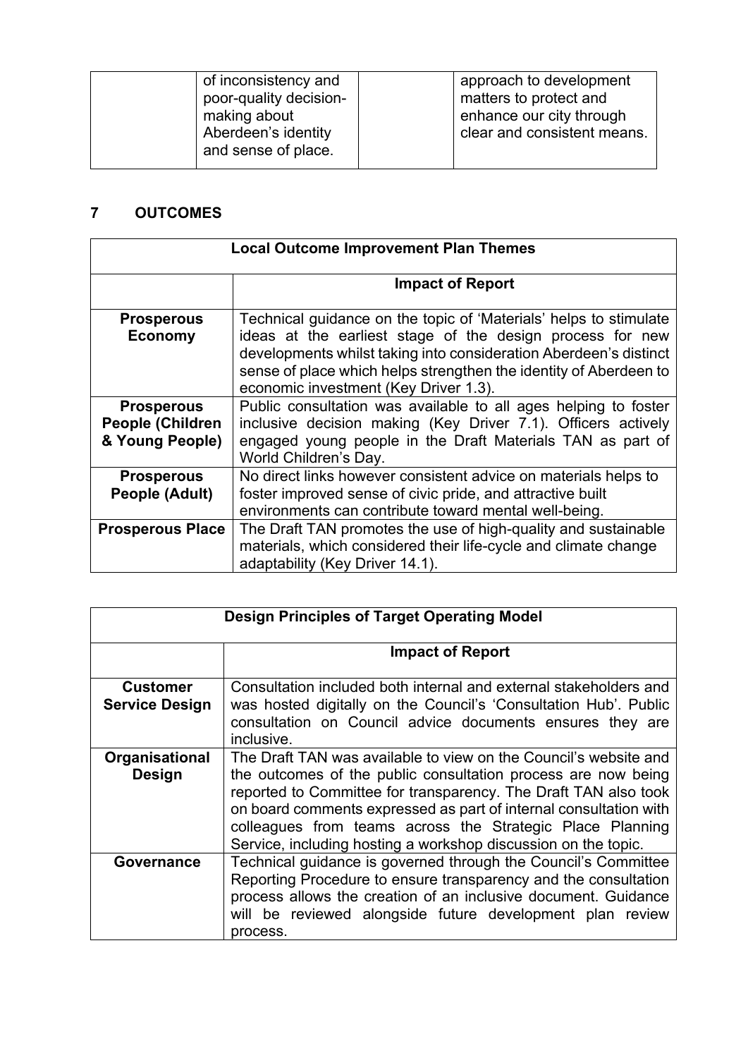|  | of inconsistency and poor-quality decision-making about Aberdeen's identity and sense of place. |  | approach to development matters to protect and enhance our city through clear and consistent means. |
|---|---|---|---|

## 7 OUTCOMES

| Local Outcome Improvement Plan Themes | |
|---|---|
| | **Impact of Report** |
| **Prosperous Economy** | Technical guidance on the topic of 'Materials' helps to stimulate ideas at the earliest stage of the design process for new developments whilst taking into consideration Aberdeen's distinct sense of place which helps strengthen the identity of Aberdeen to economic investment (Key Driver 1.3). |
| **Prosperous People (Children & Young People)** | Public consultation was available to all ages helping to foster inclusive decision making (Key Driver 7.1). Officers actively engaged young people in the Draft Materials TAN as part of World Children's Day. |
| **Prosperous People (Adult)** | No direct links however consistent advice on materials helps to foster improved sense of civic pride, and attractive built environments can contribute toward mental well-being. |
| **Prosperous Place** | The Draft TAN promotes the use of high-quality and sustainable materials, which considered their life-cycle and climate change adaptability (Key Driver 14.1). |

| Design Principles of Target Operating Model | |
|---|---|
| | **Impact of Report** |
| **Customer Service Design** | Consultation included both internal and external stakeholders and was hosted digitally on the Council's 'Consultation Hub'. Public consultation on Council advice documents ensures they are inclusive. |
| **Organisational Design** | The Draft TAN was available to view on the Council's website and the outcomes of the public consultation process are now being reported to Committee for transparency. The Draft TAN also took on board comments expressed as part of internal consultation with colleagues from teams across the Strategic Place Planning Service, including hosting a workshop discussion on the topic. |
| **Governance** | Technical guidance is governed through the Council's Committee Reporting Procedure to ensure transparency and the consultation process allows the creation of an inclusive document. Guidance will be reviewed alongside future development plan review process. |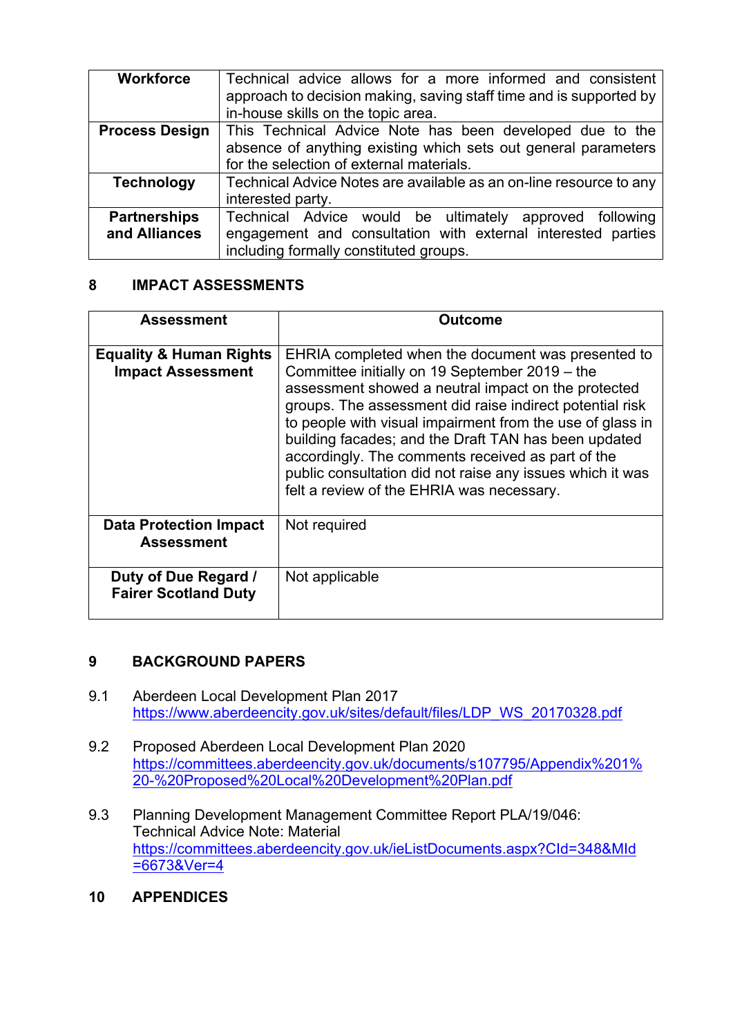| | |
|---|---|
| **Workforce** | Technical advice allows for a more informed and consistent approach to decision making, saving staff time and is supported by in-house skills on the topic area. |
| **Process Design** | This Technical Advice Note has been developed due to the absence of anything existing which sets out general parameters for the selection of external materials. |
| **Technology** | Technical Advice Notes are available as an on-line resource to any interested party. |
| **Partnerships and Alliances** | Technical Advice would be ultimately approved following engagement and consultation with external interested parties including formally constituted groups. |

## 8 IMPACT ASSESSMENTS

| Assessment | Outcome |
|---|---|
| **Equality & Human Rights Impact Assessment** | EHRIA completed when the document was presented to Committee initially on 19 September 2019 – the assessment showed a neutral impact on the protected groups. The assessment did raise indirect potential risk to people with visual impairment from the use of glass in building facades; and the Draft TAN has been updated accordingly. The comments received as part of the public consultation did not raise any issues which it was felt a review of the EHRIA was necessary. |
| **Data Protection Impact Assessment** | Not required |
| **Duty of Due Regard / Fairer Scotland Duty** | Not applicable |

## 9 BACKGROUND PAPERS

9.1 Aberdeen Local Development Plan 2017
https://www.aberdeencity.gov.uk/sites/default/files/LDP_WS_20170328.pdf

9.2 Proposed Aberdeen Local Development Plan 2020
https://committees.aberdeencity.gov.uk/documents/s107795/Appendix%201%20-%20Proposed%20Local%20Development%20Plan.pdf

9.3 Planning Development Management Committee Report PLA/19/046: Technical Advice Note: Material
https://committees.aberdeencity.gov.uk/ieListDocuments.aspx?CId=348&MId=6673&Ver=4

## 10 APPENDICES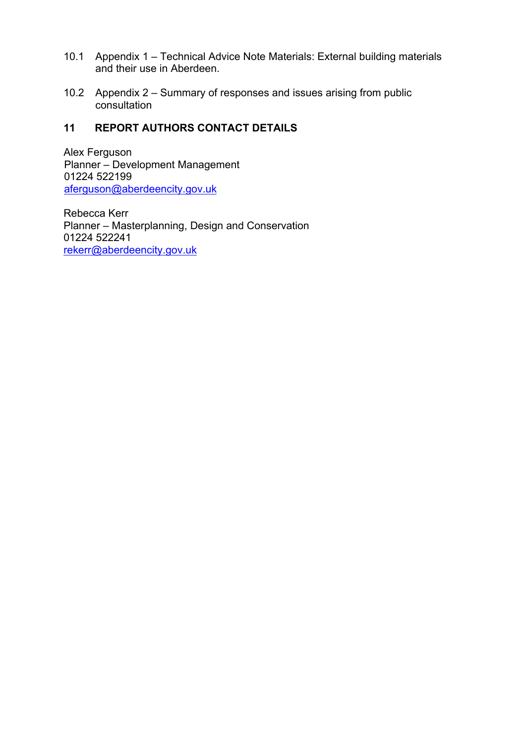10.1 Appendix 1 – Technical Advice Note Materials: External building materials and their use in Aberdeen.

10.2 Appendix 2 – Summary of responses and issues arising from public consultation

## 11 REPORT AUTHORS CONTACT DETAILS

Alex Ferguson  
Planner – Development Management  
01224 522199  
aferguson@aberdeencity.gov.uk

Rebecca Kerr  
Planner – Masterplanning, Design and Conservation  
01224 522241  
rekerr@aberdeencity.gov.uk